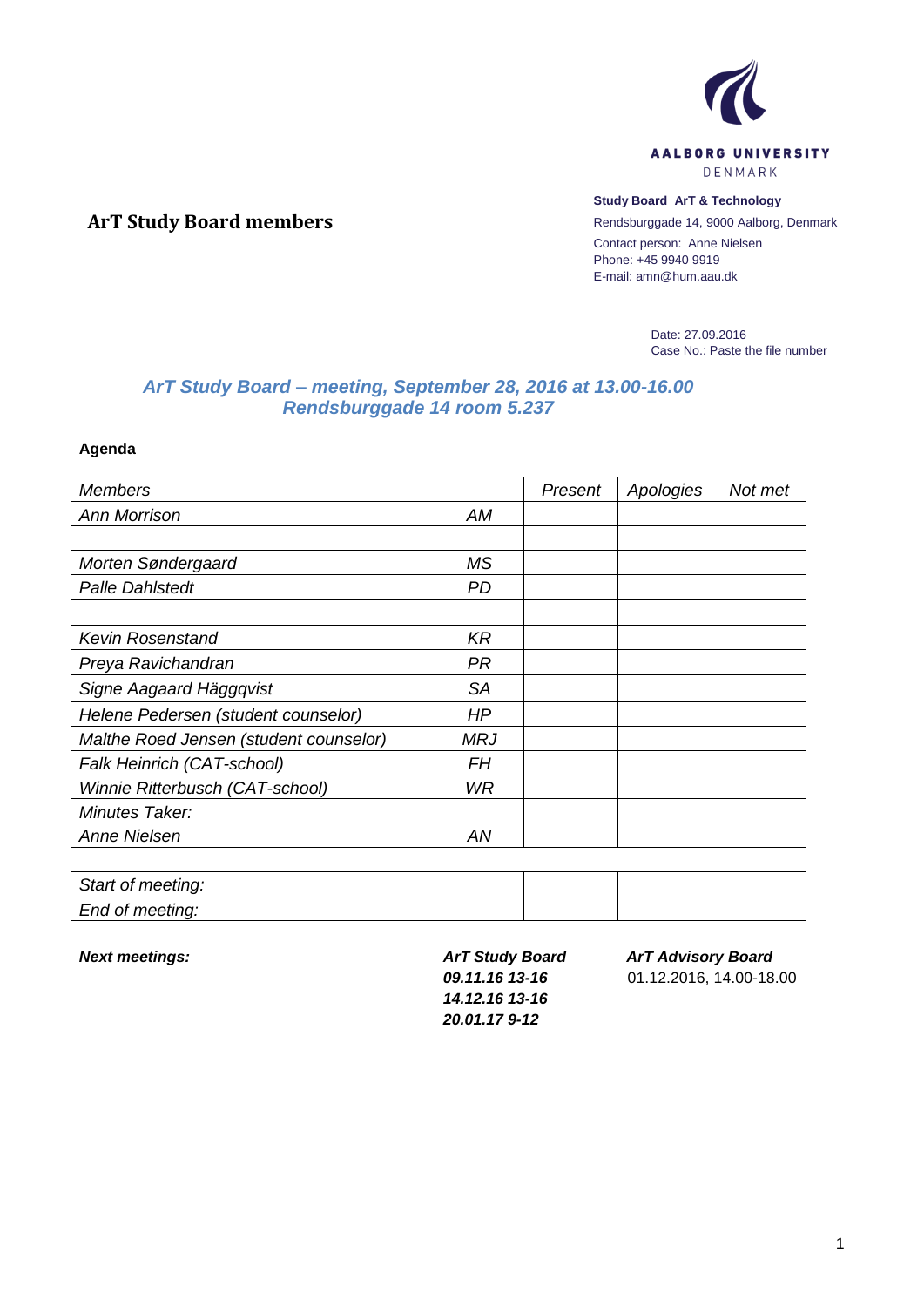AALBORG UNIVERSITY
DENMARK

**Study Board ArT & Technology**
Rendsburggade 14, 9000 Aalborg, Denmark
Contact person: Anne Nielsen
Phone: +45 9940 9919
E-mail: amn@hum.aau.dk

## ArT Study Board members

Date: 27.09.2016
Case No.: Paste the file number

### *ArT Study Board – meeting, September 28, 2016 at 13.00-16.00*
### *Rendsburggade 14 room 5.237*

**Agenda**

| *Members* | | *Present* | *Apologies* | *Not met* |
|---|---|---|---|---|
| *Ann Morrison* | *AM* | | | |
| | | | | |
| *Morten Søndergaard* | *MS* | | | |
| *Palle Dahlstedt* | *PD* | | | |
| | | | | |
| *Kevin Rosenstand* | *KR* | | | |
| *Preya Ravichandran* | *PR* | | | |
| *Signe Aagaard Häggqvist* | *SA* | | | |
| *Helene Pedersen (student counselor)* | *HP* | | | |
| *Malthe Roed Jensen (student counselor)* | *MRJ* | | | |
| *Falk Heinrich (CAT-school)* | *FH* | | | |
| *Winnie Ritterbusch (CAT-school)* | *WR* | | | |
| *Minutes Taker:* | | | | |
| *Anne Nielsen* | *AN* | | | |

| | | | | |
|---|---|---|---|---|
| *Start of meeting:* | | | | |
| *End of meeting:* | | | | |

***Next meetings:***

***ArT Study Board***
***09.11.16 13-16***
***14.12.16 13-16***
***20.01.17 9-12***

***ArT Advisory Board***
01.12.2016, 14.00-18.00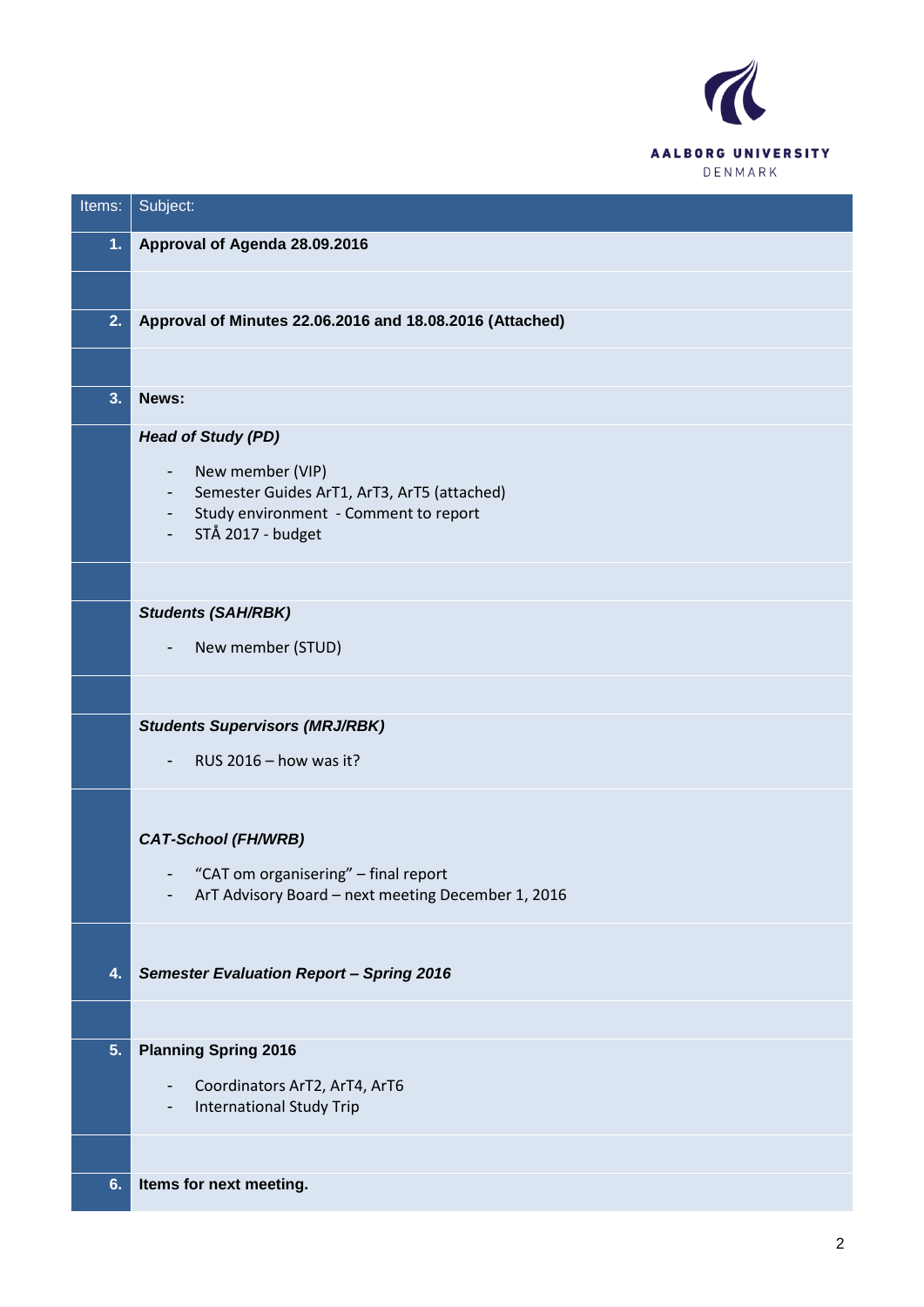| Items: | Subject: |
|---|---|
| **1.** | **Approval of Agenda 28.09.2016** |
| | |
| **2.** | **Approval of Minutes 22.06.2016 and 18.08.2016 (Attached)** |
| | |
| **3.** | **News:** |
| | ***Head of Study (PD)***<br>- New member (VIP)<br>- Semester Guides ArT1, ArT3, ArT5 (attached)<br>- Study environment - Comment to report<br>- STÅ 2017 - budget |
| | |
| | ***Students (SAH/RBK)***<br>- New member (STUD) |
| | |
| | ***Students Supervisors (MRJ/RBK)***<br>- RUS 2016 – how was it? |
| | ***CAT-School (FH/WRB)***<br>- "CAT om organisering" – final report<br>- ArT Advisory Board – next meeting December 1, 2016 |
| **4.** | ***Semester Evaluation Report – Spring 2016*** |
| | |
| **5.** | **Planning Spring 2016**<br>- Coordinators ArT2, ArT4, ArT6<br>- International Study Trip |
| | |
| **6.** | **Items for next meeting.** |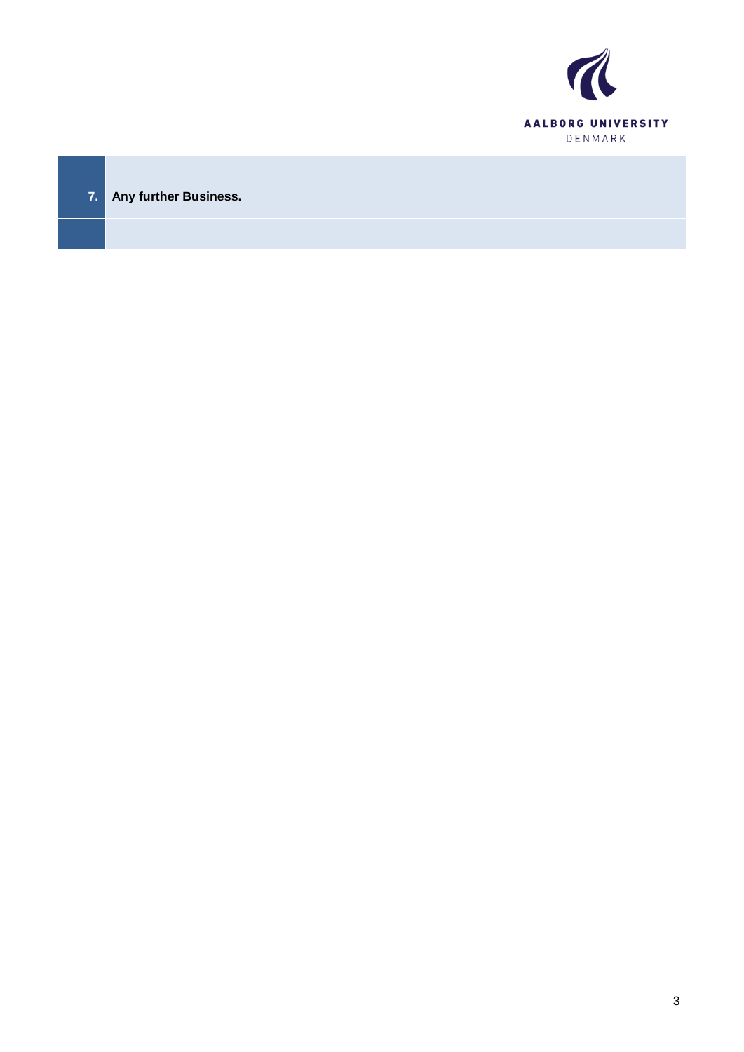| | |
|---|---|
| | |
| 7. | **Any further Business.** |
| | |